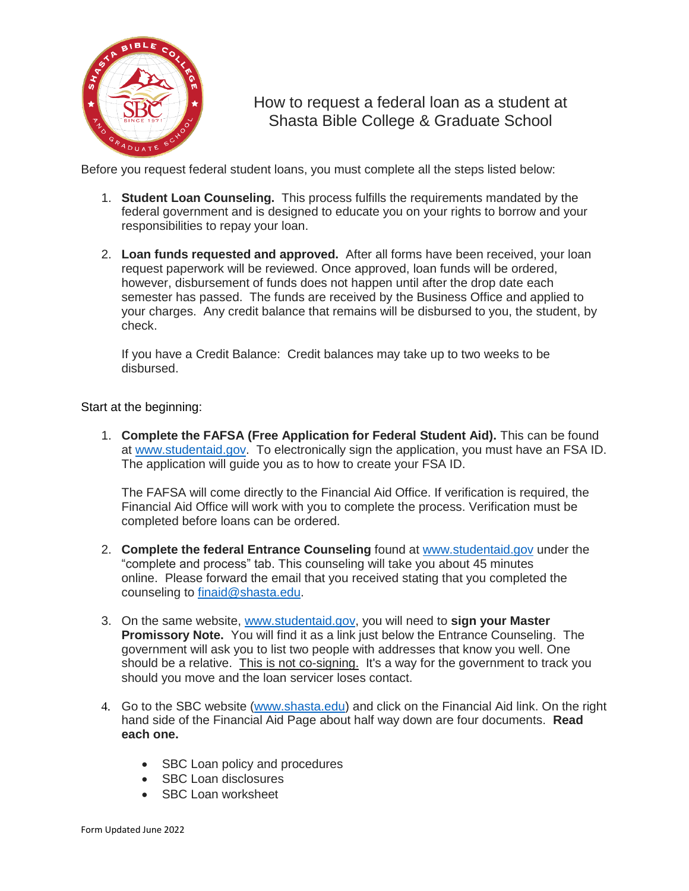# How to request a federal loan as a student at Shasta Bible College & Graduate School

Before you request federal student loans, you must complete all the steps listed below:

1. **Student Loan Counseling.** This process fulfills the requirements mandated by the federal government and is designed to educate you on your rights to borrow and your responsibilities to repay your loan.

2. **Loan funds requested and approved.** After all forms have been received, your loan request paperwork will be reviewed. Once approved, loan funds will be ordered, however, disbursement of funds does not happen until after the drop date each semester has passed. The funds are received by the Business Office and applied to your charges. Any credit balance that remains will be disbursed to you, the student, by check.

   If you have a Credit Balance: Credit balances may take up to two weeks to be disbursed.

Start at the beginning:

1. **Complete the FAFSA (Free Application for Federal Student Aid).** This can be found at www.studentaid.gov. To electronically sign the application, you must have an FSA ID. The application will guide you as to how to create your FSA ID.

   The FAFSA will come directly to the Financial Aid Office. If verification is required, the Financial Aid Office will work with you to complete the process. Verification must be completed before loans can be ordered.

2. **Complete the federal Entrance Counseling** found at www.studentaid.gov under the "complete and process" tab. This counseling will take you about 45 minutes online. Please forward the email that you received stating that you completed the counseling to finaid@shasta.edu.

3. On the same website, www.studentaid.gov, you will need to **sign your Master Promissory Note.** You will find it as a link just below the Entrance Counseling. The government will ask you to list two people with addresses that know you well. One should be a relative. This is not co-signing. It's a way for the government to track you should you move and the loan servicer loses contact.

4. Go to the SBC website (www.shasta.edu) and click on the Financial Aid link. On the right hand side of the Financial Aid Page about half way down are four documents. **Read each one.**

   - SBC Loan policy and procedures
   - SBC Loan disclosures
   - SBC Loan worksheet

Form Updated June 2022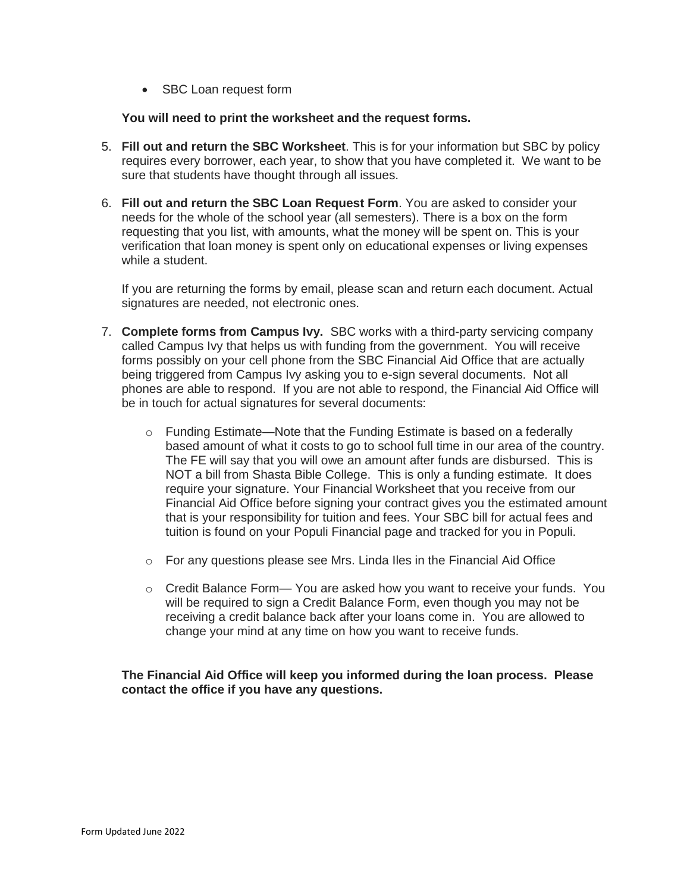- SBC Loan request form

**You will need to print the worksheet and the request forms.**

5. **Fill out and return the SBC Worksheet**. This is for your information but SBC by policy requires every borrower, each year, to show that you have completed it. We want to be sure that students have thought through all issues.

6. **Fill out and return the SBC Loan Request Form**. You are asked to consider your needs for the whole of the school year (all semesters). There is a box on the form requesting that you list, with amounts, what the money will be spent on. This is your verification that loan money is spent only on educational expenses or living expenses while a student.

   If you are returning the forms by email, please scan and return each document. Actual signatures are needed, not electronic ones.

7. **Complete forms from Campus Ivy.** SBC works with a third-party servicing company called Campus Ivy that helps us with funding from the government. You will receive forms possibly on your cell phone from the SBC Financial Aid Office that are actually being triggered from Campus Ivy asking you to e-sign several documents. Not all phones are able to respond. If you are not able to respond, the Financial Aid Office will be in touch for actual signatures for several documents:

   - Funding Estimate—Note that the Funding Estimate is based on a federally based amount of what it costs to go to school full time in our area of the country. The FE will say that you will owe an amount after funds are disbursed. This is NOT a bill from Shasta Bible College. This is only a funding estimate. It does require your signature. Your Financial Worksheet that you receive from our Financial Aid Office before signing your contract gives you the estimated amount that is your responsibility for tuition and fees. Your SBC bill for actual fees and tuition is found on your Populi Financial page and tracked for you in Populi.

   - For any questions please see Mrs. Linda Iles in the Financial Aid Office

   - Credit Balance Form— You are asked how you want to receive your funds. You will be required to sign a Credit Balance Form, even though you may not be receiving a credit balance back after your loans come in. You are allowed to change your mind at any time on how you want to receive funds.

**The Financial Aid Office will keep you informed during the loan process. Please contact the office if you have any questions.**

Form Updated June 2022